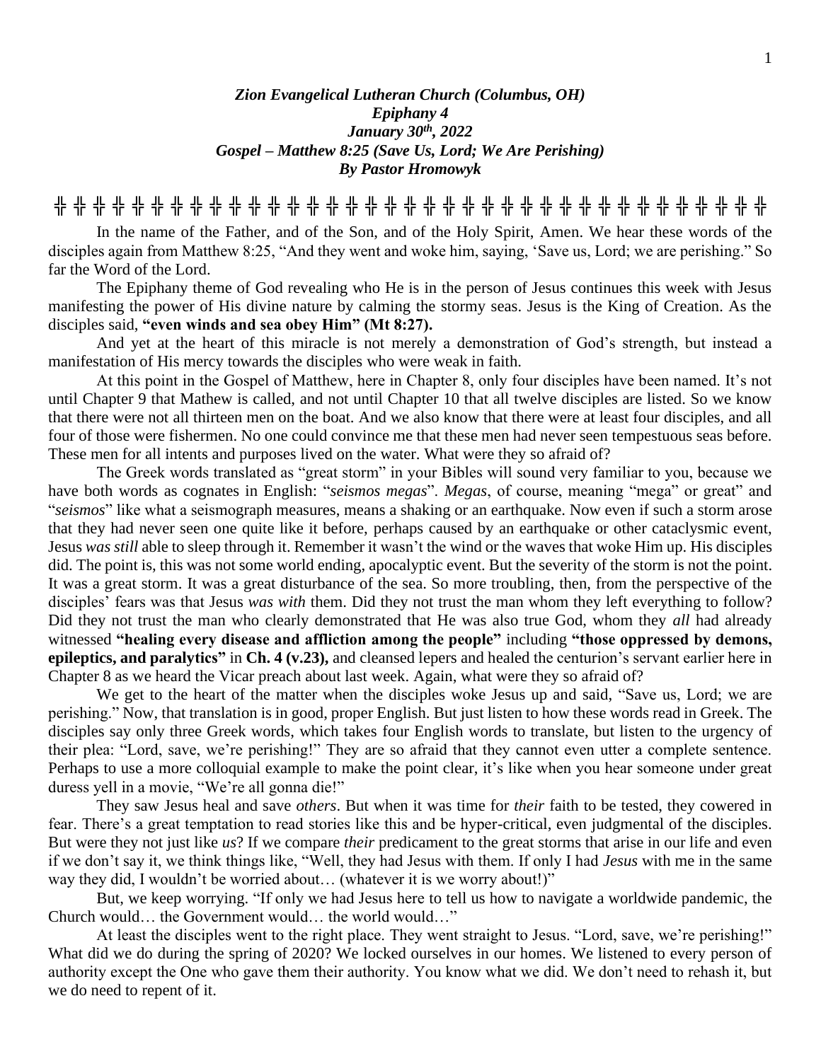***Zion Evangelical Lutheran Church (Columbus, OH)***
***Epiphany 4***
***January 30th, 2022***
***Gospel – Matthew 8:25 (Save Us, Lord; We Are Perishing)***
***By Pastor Hromowyk***

╬ ╬ ╬ ╬ ╬ ╬ ╬ ╬ ╬ ╬ ╬ ╬ ╬ ╬ ╬ ╬ ╬ ╬ ╬ ╬ ╬ ╬ ╬ ╬ ╬ ╬ ╬ ╬ ╬ ╬ ╬ ╬ ╬ ╬ ╬ ╬ ╬ ╬ ╬ ╬

In the name of the Father, and of the Son, and of the Holy Spirit, Amen. We hear these words of the disciples again from Matthew 8:25, "And they went and woke him, saying, 'Save us, Lord; we are perishing." So far the Word of the Lord.

The Epiphany theme of God revealing who He is in the person of Jesus continues this week with Jesus manifesting the power of His divine nature by calming the stormy seas. Jesus is the King of Creation. As the disciples said, **"even winds and sea obey Him" (Mt 8:27).**

And yet at the heart of this miracle is not merely a demonstration of God's strength, but instead a manifestation of His mercy towards the disciples who were weak in faith.

At this point in the Gospel of Matthew, here in Chapter 8, only four disciples have been named. It's not until Chapter 9 that Mathew is called, and not until Chapter 10 that all twelve disciples are listed. So we know that there were not all thirteen men on the boat. And we also know that there were at least four disciples, and all four of those were fishermen. No one could convince me that these men had never seen tempestuous seas before. These men for all intents and purposes lived on the water. What were they so afraid of?

The Greek words translated as "great storm" in your Bibles will sound very familiar to you, because we have both words as cognates in English: "*seismos megas*". *Megas*, of course, meaning "mega" or great" and "*seismos*" like what a seismograph measures, means a shaking or an earthquake. Now even if such a storm arose that they had never seen one quite like it before, perhaps caused by an earthquake or other cataclysmic event, Jesus *was still* able to sleep through it. Remember it wasn't the wind or the waves that woke Him up. His disciples did. The point is, this was not some world ending, apocalyptic event. But the severity of the storm is not the point. It was a great storm. It was a great disturbance of the sea. So more troubling, then, from the perspective of the disciples' fears was that Jesus *was with* them. Did they not trust the man whom they left everything to follow? Did they not trust the man who clearly demonstrated that He was also true God, whom they *all* had already witnessed **"healing every disease and affliction among the people"** including **"those oppressed by demons, epileptics, and paralytics"** in **Ch. 4 (v.23),** and cleansed lepers and healed the centurion's servant earlier here in Chapter 8 as we heard the Vicar preach about last week. Again, what were they so afraid of?

We get to the heart of the matter when the disciples woke Jesus up and said, "Save us, Lord; we are perishing." Now, that translation is in good, proper English. But just listen to how these words read in Greek. The disciples say only three Greek words, which takes four English words to translate, but listen to the urgency of their plea: "Lord, save, we're perishing!" They are so afraid that they cannot even utter a complete sentence. Perhaps to use a more colloquial example to make the point clear, it's like when you hear someone under great duress yell in a movie, "We're all gonna die!"

They saw Jesus heal and save *others*. But when it was time for *their* faith to be tested, they cowered in fear. There's a great temptation to read stories like this and be hyper-critical, even judgmental of the disciples. But were they not just like *us*? If we compare *their* predicament to the great storms that arise in our life and even if we don't say it, we think things like, "Well, they had Jesus with them. If only I had *Jesus* with me in the same way they did, I wouldn't be worried about… (whatever it is we worry about!)"

But, we keep worrying. "If only we had Jesus here to tell us how to navigate a worldwide pandemic, the Church would… the Government would… the world would…"

At least the disciples went to the right place. They went straight to Jesus. "Lord, save, we're perishing!" What did we do during the spring of 2020? We locked ourselves in our homes. We listened to every person of authority except the One who gave them their authority. You know what we did. We don't need to rehash it, but we do need to repent of it.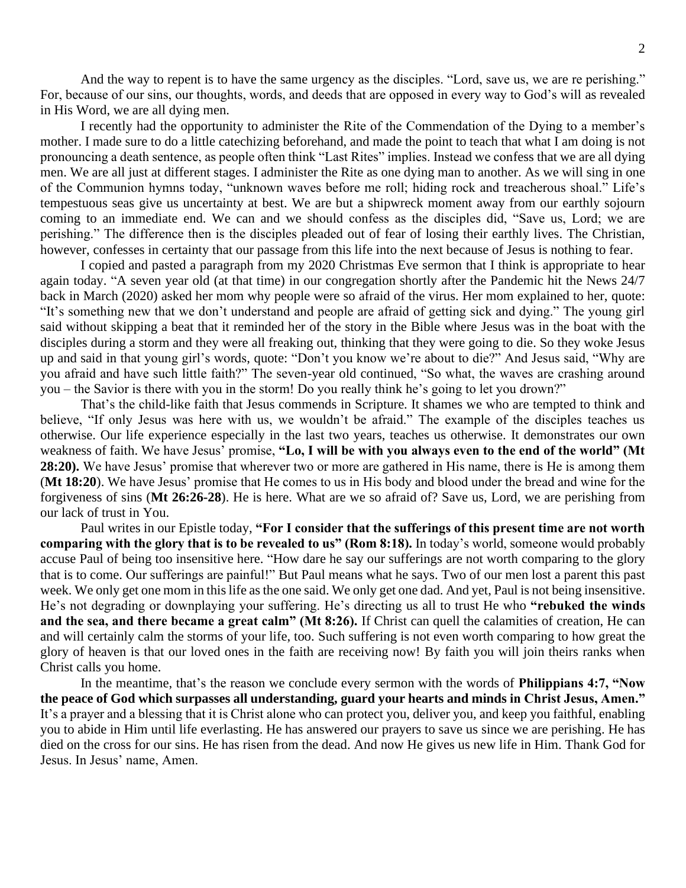And the way to repent is to have the same urgency as the disciples. "Lord, save us, we are re perishing." For, because of our sins, our thoughts, words, and deeds that are opposed in every way to God's will as revealed in His Word, we are all dying men.

I recently had the opportunity to administer the Rite of the Commendation of the Dying to a member's mother. I made sure to do a little catechizing beforehand, and made the point to teach that what I am doing is not pronouncing a death sentence, as people often think "Last Rites" implies. Instead we confess that we are all dying men. We are all just at different stages. I administer the Rite as one dying man to another. As we will sing in one of the Communion hymns today, "unknown waves before me roll; hiding rock and treacherous shoal." Life's tempestuous seas give us uncertainty at best. We are but a shipwreck moment away from our earthly sojourn coming to an immediate end. We can and we should confess as the disciples did, "Save us, Lord; we are perishing." The difference then is the disciples pleaded out of fear of losing their earthly lives. The Christian, however, confesses in certainty that our passage from this life into the next because of Jesus is nothing to fear.

I copied and pasted a paragraph from my 2020 Christmas Eve sermon that I think is appropriate to hear again today. "A seven year old (at that time) in our congregation shortly after the Pandemic hit the News 24/7 back in March (2020) asked her mom why people were so afraid of the virus. Her mom explained to her, quote: "It's something new that we don't understand and people are afraid of getting sick and dying." The young girl said without skipping a beat that it reminded her of the story in the Bible where Jesus was in the boat with the disciples during a storm and they were all freaking out, thinking that they were going to die. So they woke Jesus up and said in that young girl's words, quote: "Don't you know we're about to die?" And Jesus said, "Why are you afraid and have such little faith?" The seven-year old continued, "So what, the waves are crashing around you – the Savior is there with you in the storm! Do you really think he's going to let you drown?"

That's the child-like faith that Jesus commends in Scripture. It shames we who are tempted to think and believe, "If only Jesus was here with us, we wouldn't be afraid." The example of the disciples teaches us otherwise. Our life experience especially in the last two years, teaches us otherwise. It demonstrates our own weakness of faith. We have Jesus' promise, **"Lo, I will be with you always even to the end of the world" (Mt 28:20).** We have Jesus' promise that wherever two or more are gathered in His name, there is He is among them (**Mt 18:20**). We have Jesus' promise that He comes to us in His body and blood under the bread and wine for the forgiveness of sins (**Mt 26:26-28**). He is here. What are we so afraid of? Save us, Lord, we are perishing from our lack of trust in You.

Paul writes in our Epistle today, **"For I consider that the sufferings of this present time are not worth comparing with the glory that is to be revealed to us" (Rom 8:18).** In today's world, someone would probably accuse Paul of being too insensitive here. "How dare he say our sufferings are not worth comparing to the glory that is to come. Our sufferings are painful!" But Paul means what he says. Two of our men lost a parent this past week. We only get one mom in this life as the one said. We only get one dad. And yet, Paul is not being insensitive. He's not degrading or downplaying your suffering. He's directing us all to trust He who **"rebuked the winds and the sea, and there became a great calm" (Mt 8:26).** If Christ can quell the calamities of creation, He can and will certainly calm the storms of your life, too. Such suffering is not even worth comparing to how great the glory of heaven is that our loved ones in the faith are receiving now! By faith you will join theirs ranks when Christ calls you home.

In the meantime, that's the reason we conclude every sermon with the words of **Philippians 4:7, "Now the peace of God which surpasses all understanding, guard your hearts and minds in Christ Jesus, Amen."** It's a prayer and a blessing that it is Christ alone who can protect you, deliver you, and keep you faithful, enabling you to abide in Him until life everlasting. He has answered our prayers to save us since we are perishing. He has died on the cross for our sins. He has risen from the dead. And now He gives us new life in Him. Thank God for Jesus. In Jesus' name, Amen.